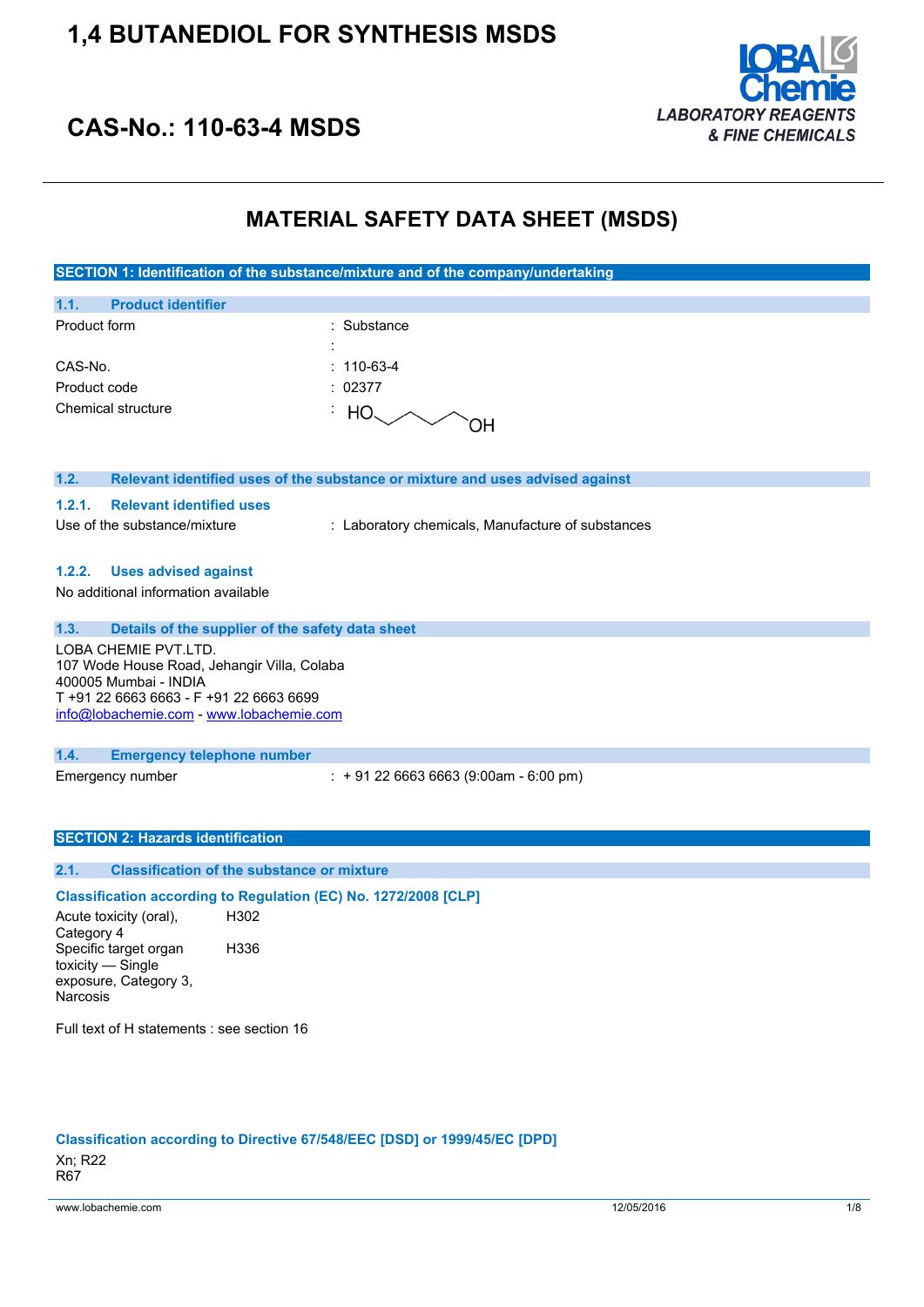# 1,4 BUTANEDIOL FOR SYNTHESIS MSDS

## CAS-No.: 110-63-4 MSDS

LOBA Chemie
LABORATORY REAGENTS & FINE CHEMICALS

# MATERIAL SAFETY DATA SHEET (MSDS)

## SECTION 1: Identification of the substance/mixture and of the company/undertaking

### 1.1. Product identifier

| | |
|---|---|
| Product form | : Substance |
| | : |
| CAS-No. | : 110-63-4 |
| Product code | : 02377 |
| Chemical structure | : HO~~~~OH |

### 1.2. Relevant identified uses of the substance or mixture and uses advised against

#### 1.2.1. Relevant identified uses

| | |
|---|---|
| Use of the substance/mixture | : Laboratory chemicals, Manufacture of substances |

#### 1.2.2. Uses advised against

No additional information available

### 1.3. Details of the supplier of the safety data sheet

LOBA CHEMIE PVT.LTD.
107 Wode House Road, Jehangir Villa, Colaba
400005 Mumbai - INDIA
T +91 22 6663 6663 - F +91 22 6663 6699
info@lobachemie.com - www.lobachemie.com

### 1.4. Emergency telephone number

| | |
|---|---|
| Emergency number | : + 91 22 6663 6663 (9:00am - 6:00 pm) |

## SECTION 2: Hazards identification

### 2.1. Classification of the substance or mixture

**Classification according to Regulation (EC) No. 1272/2008 [CLP]**

| | |
|---|---|
| Acute toxicity (oral), Category 4 | H302 |
| Specific target organ toxicity — Single exposure, Category 3, Narcosis | H336 |

Full text of H statements : see section 16

**Classification according to Directive 67/548/EEC [DSD] or 1999/45/EC [DPD]**

Xn; R22
R67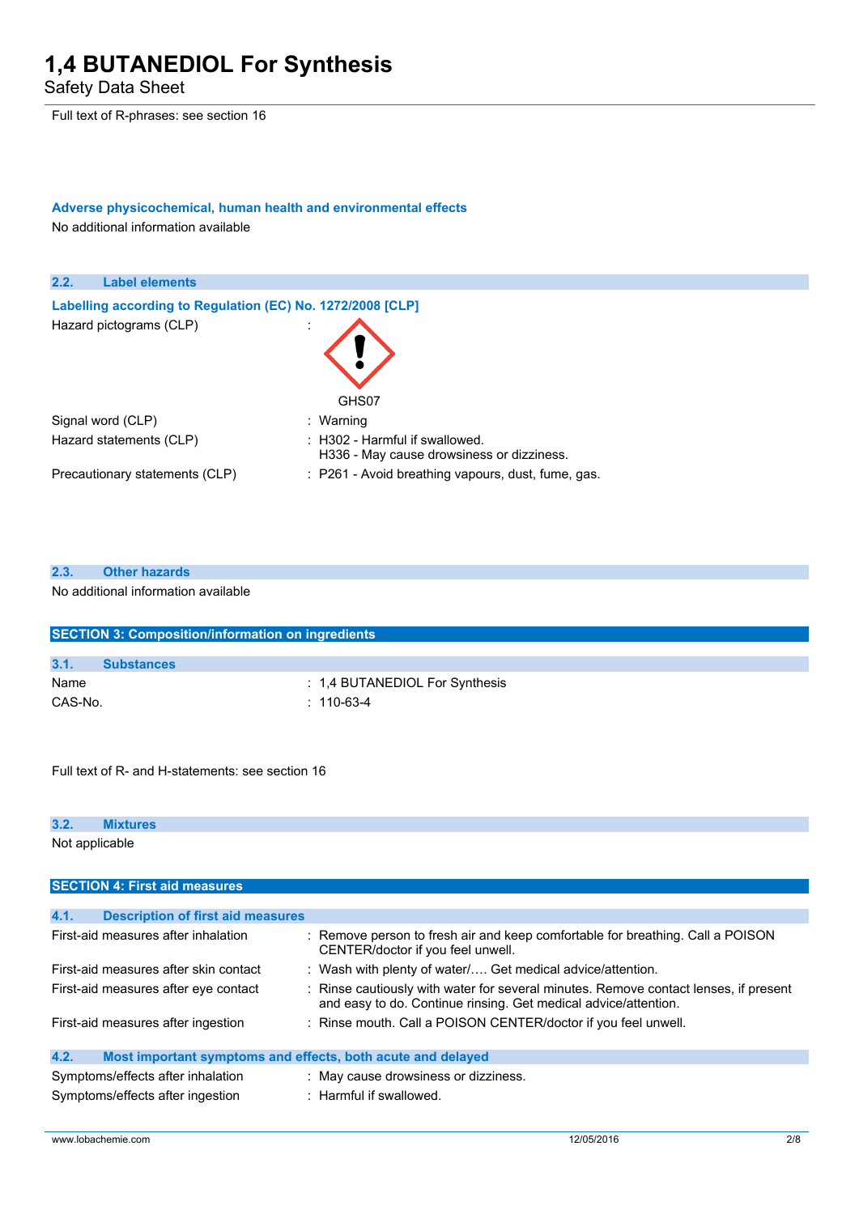Full text of R-phrases: see section 16

**Adverse physicochemical, human health and environmental effects**

No additional information available

### 2.2. Label elements

**Labelling according to Regulation (EC) No. 1272/2008 [CLP]**

| | |
|---|---|
| Hazard pictograms (CLP) | : GHS07 |
| Signal word (CLP) | : Warning |
| Hazard statements (CLP) | : H302 - Harmful if swallowed.<br>H336 - May cause drowsiness or dizziness. |
| Precautionary statements (CLP) | : P261 - Avoid breathing vapours, dust, fume, gas. |

### 2.3. Other hazards

No additional information available

## SECTION 3: Composition/information on ingredients

### 3.1. Substances

| | |
|---|---|
| Name | : 1,4 BUTANEDIOL For Synthesis |
| CAS-No. | : 110-63-4 |

Full text of R- and H-statements: see section 16

### 3.2. Mixtures

Not applicable

## SECTION 4: First aid measures

### 4.1. Description of first aid measures

| | |
|---|---|
| First-aid measures after inhalation | : Remove person to fresh air and keep comfortable for breathing. Call a POISON CENTER/doctor if you feel unwell. |
| First-aid measures after skin contact | : Wash with plenty of water/…. Get medical advice/attention. |
| First-aid measures after eye contact | : Rinse cautiously with water for several minutes. Remove contact lenses, if present and easy to do. Continue rinsing. Get medical advice/attention. |
| First-aid measures after ingestion | : Rinse mouth. Call a POISON CENTER/doctor if you feel unwell. |

### 4.2. Most important symptoms and effects, both acute and delayed

| | |
|---|---|
| Symptoms/effects after inhalation | : May cause drowsiness or dizziness. |
| Symptoms/effects after ingestion | : Harmful if swallowed. |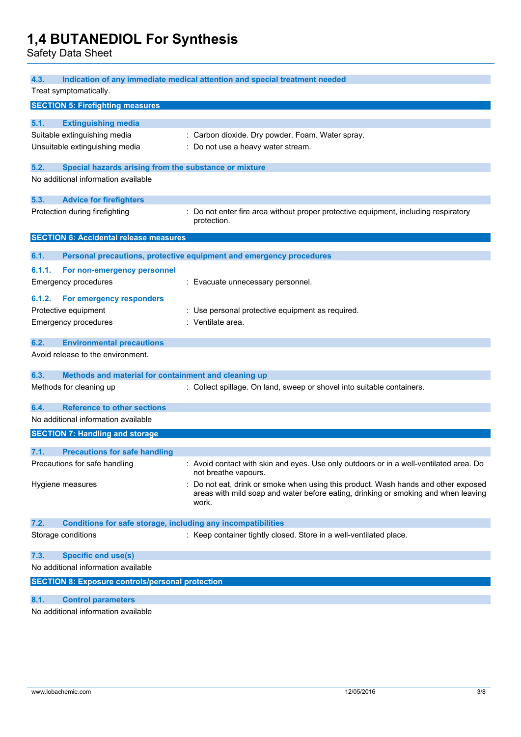### 4.3. Indication of any immediate medical attention and special treatment needed

Treat symptomatically.

## SECTION 5: Firefighting measures

### 5.1. Extinguishing media

Suitable extinguishing media : Carbon dioxide. Dry powder. Foam. Water spray.

Unsuitable extinguishing media : Do not use a heavy water stream.

### 5.2. Special hazards arising from the substance or mixture

No additional information available

### 5.3. Advice for firefighters

Protection during firefighting : Do not enter fire area without proper protective equipment, including respiratory protection.

## SECTION 6: Accidental release measures

### 6.1. Personal precautions, protective equipment and emergency procedures

#### 6.1.1. For non-emergency personnel

Emergency procedures : Evacuate unnecessary personnel.

#### 6.1.2. For emergency responders

Protective equipment : Use personal protective equipment as required.

Emergency procedures : Ventilate area.

### 6.2. Environmental precautions

Avoid release to the environment.

### 6.3. Methods and material for containment and cleaning up

Methods for cleaning up : Collect spillage. On land, sweep or shovel into suitable containers.

### 6.4. Reference to other sections

No additional information available

## SECTION 7: Handling and storage

### 7.1. Precautions for safe handling

Precautions for safe handling : Avoid contact with skin and eyes. Use only outdoors or in a well-ventilated area. Do not breathe vapours.

Hygiene measures : Do not eat, drink or smoke when using this product. Wash hands and other exposed areas with mild soap and water before eating, drinking or smoking and when leaving work.

### 7.2. Conditions for safe storage, including any incompatibilities

Storage conditions : Keep container tightly closed. Store in a well-ventilated place.

### 7.3. Specific end use(s)

No additional information available

## SECTION 8: Exposure controls/personal protection

### 8.1. Control parameters

No additional information available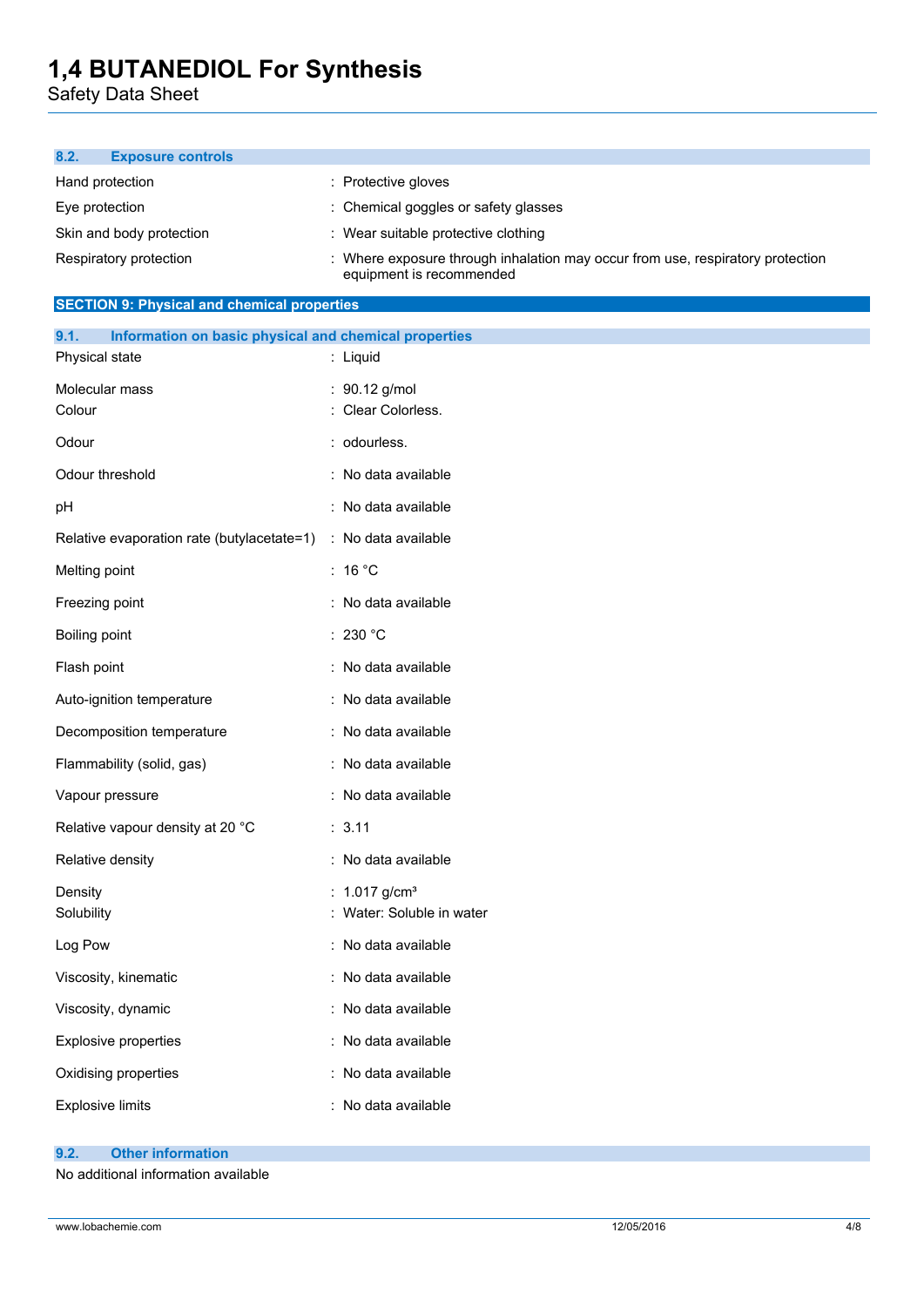### 8.2. Exposure controls

| | |
|---|---|
| Hand protection | : Protective gloves |
| Eye protection | : Chemical goggles or safety glasses |
| Skin and body protection | : Wear suitable protective clothing |
| Respiratory protection | : Where exposure through inhalation may occur from use, respiratory protection equipment is recommended |

## SECTION 9: Physical and chemical properties

### 9.1. Information on basic physical and chemical properties

| | |
|---|---|
| Physical state | : Liquid |
| Molecular mass | : 90.12 g/mol |
| Colour | : Clear Colorless. |
| Odour | : odourless. |
| Odour threshold | : No data available |
| pH | : No data available |
| Relative evaporation rate (butylacetate=1) | : No data available |
| Melting point | : 16 °C |
| Freezing point | : No data available |
| Boiling point | : 230 °C |
| Flash point | : No data available |
| Auto-ignition temperature | : No data available |
| Decomposition temperature | : No data available |
| Flammability (solid, gas) | : No data available |
| Vapour pressure | : No data available |
| Relative vapour density at 20 °C | : 3.11 |
| Relative density | : No data available |
| Density | : 1.017 g/cm³ |
| Solubility | : Water: Soluble in water |
| Log Pow | : No data available |
| Viscosity, kinematic | : No data available |
| Viscosity, dynamic | : No data available |
| Explosive properties | : No data available |
| Oxidising properties | : No data available |
| Explosive limits | : No data available |

### 9.2. Other information

No additional information available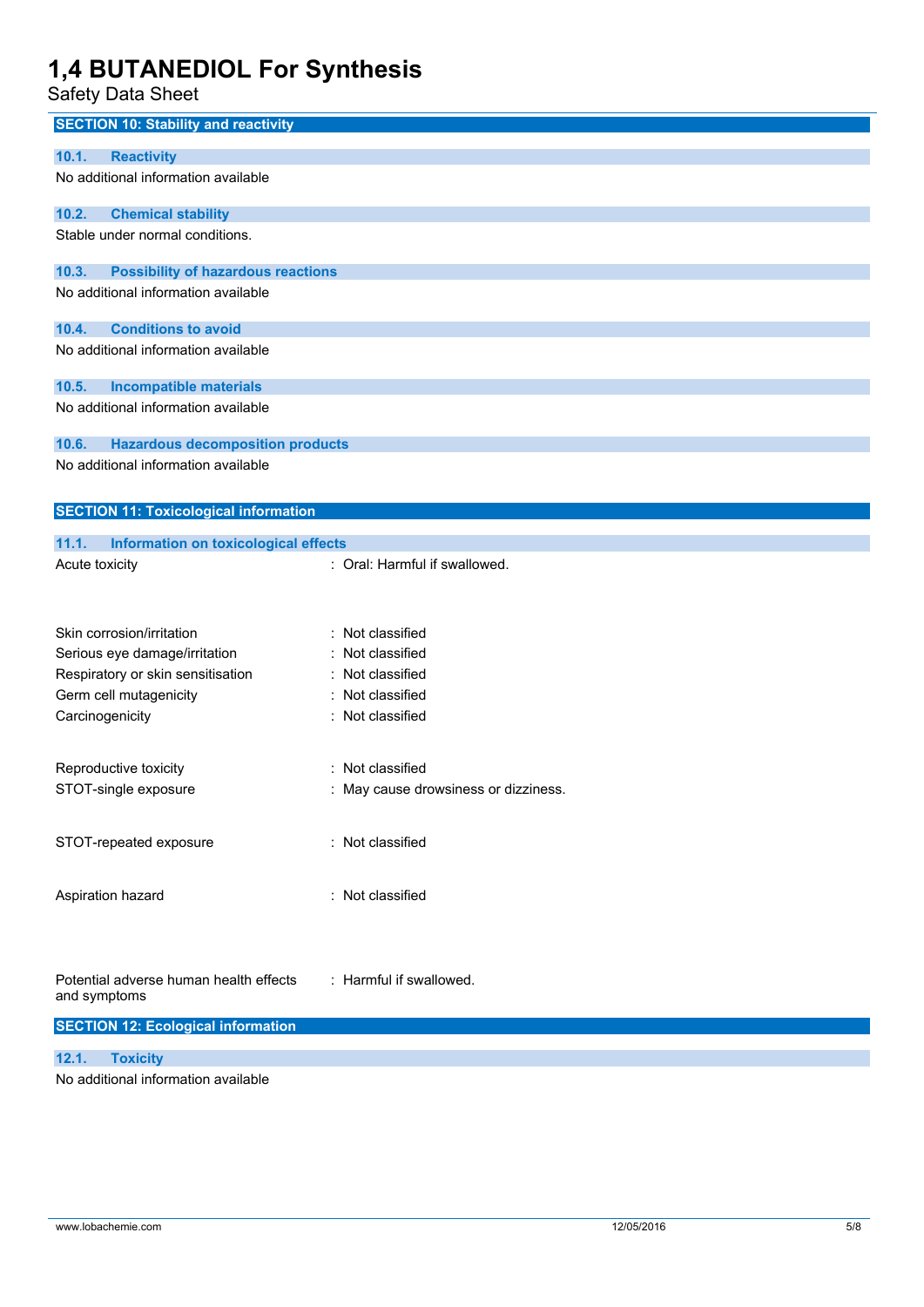## SECTION 10: Stability and reactivity

### 10.1. Reactivity

No additional information available

### 10.2. Chemical stability

Stable under normal conditions.

### 10.3. Possibility of hazardous reactions

No additional information available

### 10.4. Conditions to avoid

No additional information available

### 10.5. Incompatible materials

No additional information available

### 10.6. Hazardous decomposition products

No additional information available

## SECTION 11: Toxicological information

### 11.1. Information on toxicological effects

| | |
|---|---|
| Acute toxicity | : Oral: Harmful if swallowed. |
| Skin corrosion/irritation | : Not classified |
| Serious eye damage/irritation | : Not classified |
| Respiratory or skin sensitisation | : Not classified |
| Germ cell mutagenicity | : Not classified |
| Carcinogenicity | : Not classified |
| Reproductive toxicity | : Not classified |
| STOT-single exposure | : May cause drowsiness or dizziness. |
| STOT-repeated exposure | : Not classified |
| Aspiration hazard | : Not classified |
| Potential adverse human health effects and symptoms | : Harmful if swallowed. |

## SECTION 12: Ecological information

### 12.1. Toxicity

No additional information available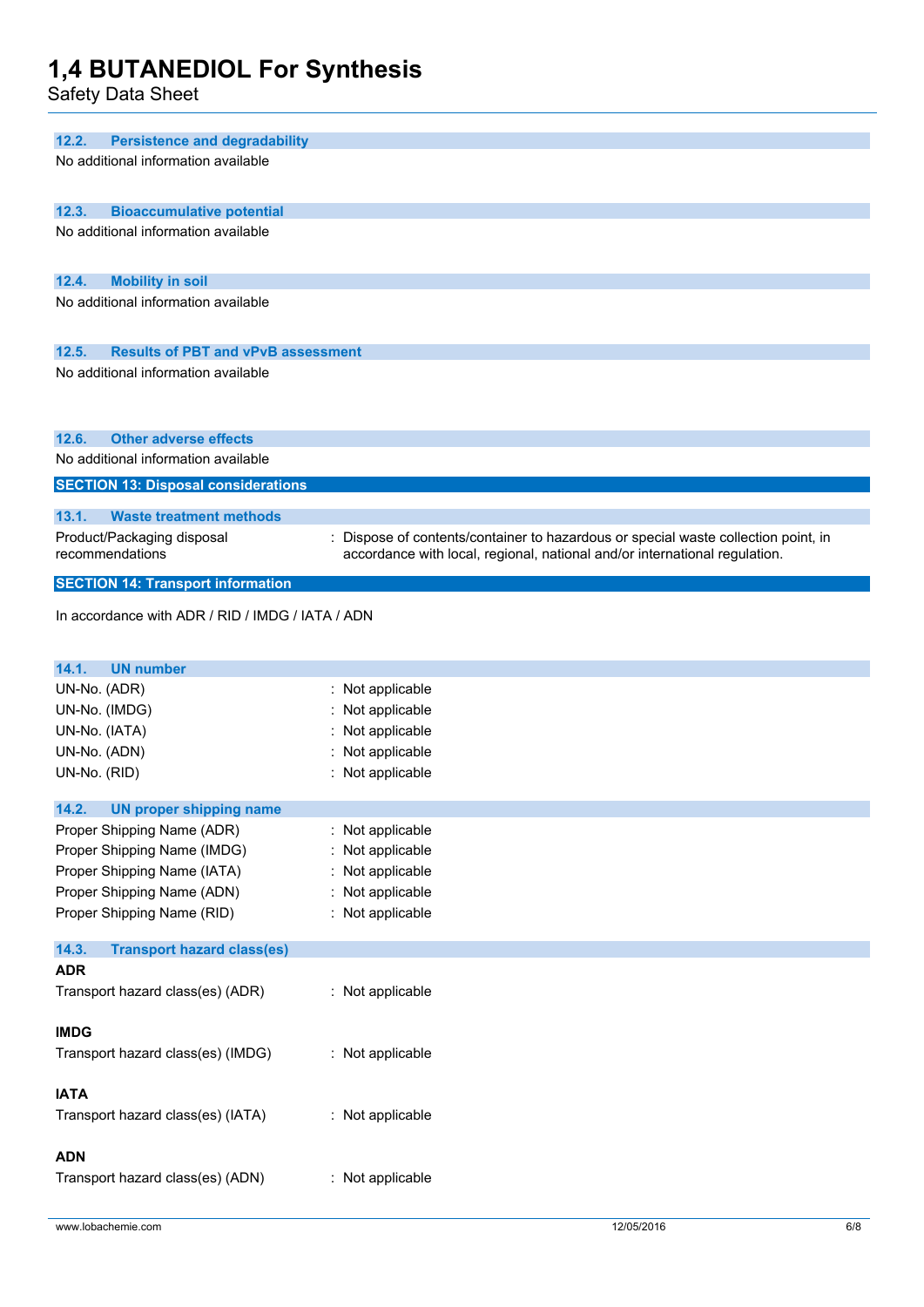### 12.2. Persistence and degradability

No additional information available

### 12.3. Bioaccumulative potential

No additional information available

### 12.4. Mobility in soil

No additional information available

### 12.5. Results of PBT and vPvB assessment

No additional information available

### 12.6. Other adverse effects

No additional information available

## SECTION 13: Disposal considerations

### 13.1. Waste treatment methods

Product/Packaging disposal recommendations : Dispose of contents/container to hazardous or special waste collection point, in accordance with local, regional, national and/or international regulation.

## SECTION 14: Transport information

In accordance with ADR / RID / IMDG / IATA / ADN

### 14.1. UN number

UN-No. (ADR) : Not applicable
UN-No. (IMDG) : Not applicable
UN-No. (IATA) : Not applicable
UN-No. (ADN) : Not applicable
UN-No. (RID) : Not applicable

### 14.2. UN proper shipping name

Proper Shipping Name (ADR) : Not applicable
Proper Shipping Name (IMDG) : Not applicable
Proper Shipping Name (IATA) : Not applicable
Proper Shipping Name (ADN) : Not applicable
Proper Shipping Name (RID) : Not applicable

### 14.3. Transport hazard class(es)

**ADR**

Transport hazard class(es) (ADR) : Not applicable

**IMDG**

Transport hazard class(es) (IMDG) : Not applicable

**IATA**

Transport hazard class(es) (IATA) : Not applicable

**ADN**

Transport hazard class(es) (ADN) : Not applicable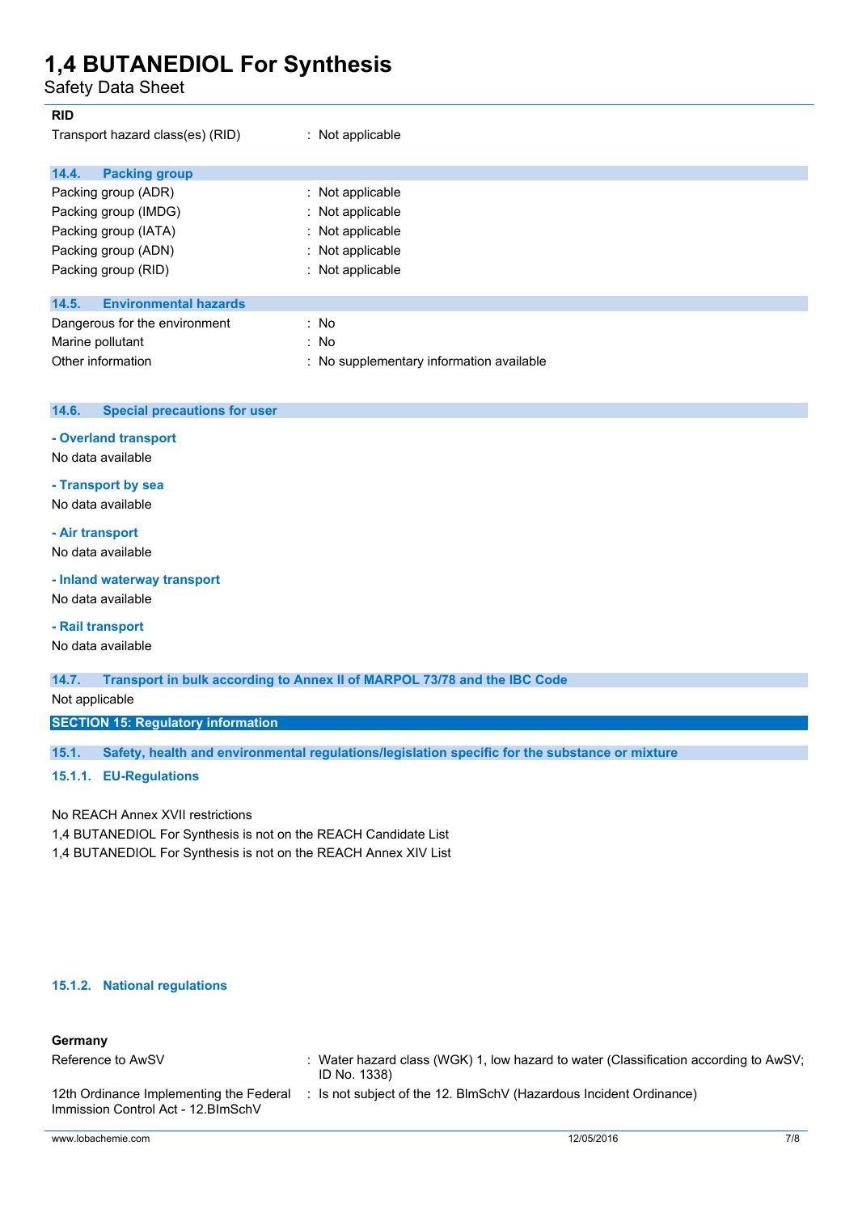**RID**

| | |
|---|---|
| Transport hazard class(es) (RID) | : Not applicable |

### 14.4. Packing group

| | |
|---|---|
| Packing group (ADR) | : Not applicable |
| Packing group (IMDG) | : Not applicable |
| Packing group (IATA) | : Not applicable |
| Packing group (ADN) | : Not applicable |
| Packing group (RID) | : Not applicable |

### 14.5. Environmental hazards

| | |
|---|---|
| Dangerous for the environment | : No |
| Marine pollutant | : No |
| Other information | : No supplementary information available |

### 14.6. Special precautions for user

**- Overland transport**

No data available

**- Transport by sea**

No data available

**- Air transport**

No data available

**- Inland waterway transport**

No data available

**- Rail transport**

No data available

### 14.7. Transport in bulk according to Annex II of MARPOL 73/78 and the IBC Code

Not applicable

## SECTION 15: Regulatory information

### 15.1. Safety, health and environmental regulations/legislation specific for the substance or mixture

#### 15.1.1. EU-Regulations

No REACH Annex XVII restrictions

1,4 BUTANEDIOL For Synthesis is not on the REACH Candidate List

1,4 BUTANEDIOL For Synthesis is not on the REACH Annex XIV List

#### 15.1.2. National regulations

**Germany**

| | |
|---|---|
| Reference to AwSV | : Water hazard class (WGK) 1, low hazard to water (Classification according to AwSV; ID No. 1338) |
| 12th Ordinance Implementing the Federal Immission Control Act - 12.BImSchV | : Is not subject of the 12. BImSchV (Hazardous Incident Ordinance) |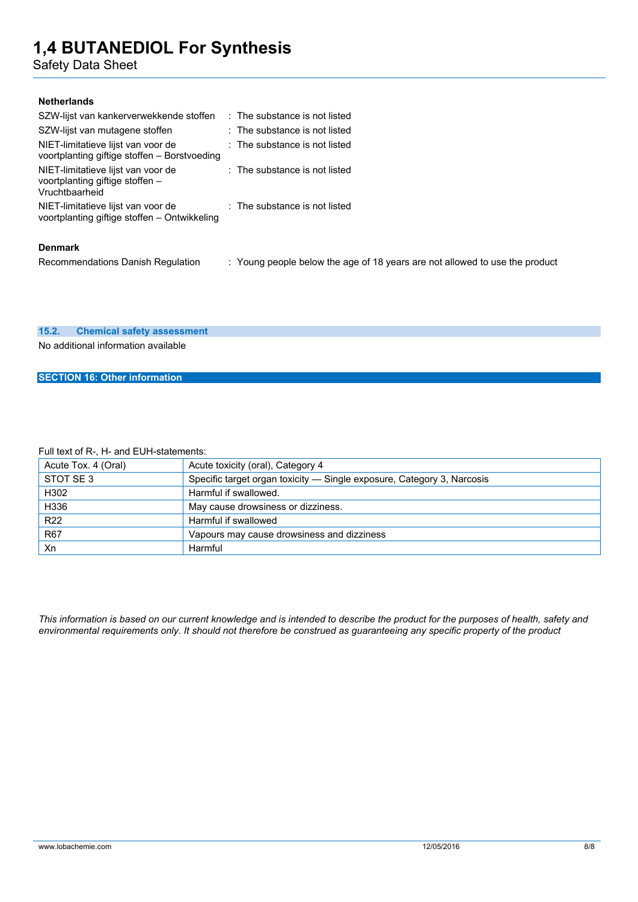#### Netherlands

| | |
|---|---|
| SZW-lijst van kankerverwekkende stoffen | : The substance is not listed |
| SZW-lijst van mutagene stoffen | : The substance is not listed |
| NIET-limitatieve lijst van voor de voortplanting giftige stoffen – Borstvoeding | : The substance is not listed |
| NIET-limitatieve lijst van voor de voortplanting giftige stoffen – Vruchtbaarheid | : The substance is not listed |
| NIET-limitatieve lijst van voor de voortplanting giftige stoffen – Ontwikkeling | : The substance is not listed |

#### Denmark

| | |
|---|---|
| Recommendations Danish Regulation | : Young people below the age of 18 years are not allowed to use the product |

### 15.2. Chemical safety assessment

No additional information available

## SECTION 16: Other information

Full text of R-, H- and EUH-statements:

| | |
|---|---|
| Acute Tox. 4 (Oral) | Acute toxicity (oral), Category 4 |
| STOT SE 3 | Specific target organ toxicity — Single exposure, Category 3, Narcosis |
| H302 | Harmful if swallowed. |
| H336 | May cause drowsiness or dizziness. |
| R22 | Harmful if swallowed |
| R67 | Vapours may cause drowsiness and dizziness |
| Xn | Harmful |

*This information is based on our current knowledge and is intended to describe the product for the purposes of health, safety and environmental requirements only. It should not therefore be construed as guaranteeing any specific property of the product*